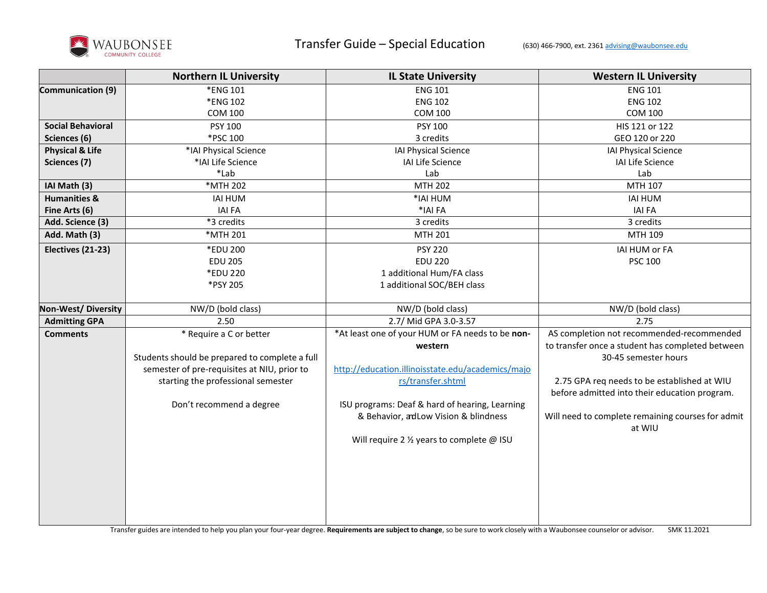# Transfer Guide – Special Education

(630) 466-7900, ext. 2361 advising@waubonsee.edu

| | Northern IL University | IL State University | Western IL University |
|---|---|---|---|
| **Communication (9)** | *ENG 101<br>*ENG 102<br>COM 100 | ENG 101<br>ENG 102<br>COM 100 | ENG 101<br>ENG 102<br>COM 100 |
| **Social Behavioral Sciences (6)** | PSY 100<br>*PSC 100 | PSY 100<br>3 credits | HIS 121 or 122<br>GEO 120 or 220 |
| **Physical & Life Sciences (7)** | *IAI Physical Science<br>*IAI Life Science<br>*Lab | IAI Physical Science<br>IAI Life Science<br>Lab | IAI Physical Science<br>IAI Life Science<br>Lab |
| **IAI Math (3)** | *MTH 202 | MTH 202 | MTH 107 |
| **Humanities & Fine Arts (6)** | IAI HUM<br>IAI FA | *IAI HUM<br>*IAI FA | IAI HUM<br>IAI FA |
| **Add. Science (3)** | *3 credits | 3 credits | 3 credits |
| **Add. Math (3)** | *MTH 201 | MTH 201 | MTH 109 |
| **Electives (21-23)** | *EDU 200<br>EDU 205<br>*EDU 220<br>*PSY 205 | PSY 220<br>EDU 220<br>1 additional Hum/FA class<br>1 additional SOC/BEH class | IAI HUM or FA<br>PSC 100 |
| **Non-West/ Diversity** | NW/D (bold class) | NW/D (bold class) | NW/D (bold class) |
| **Admitting GPA** | 2.50 | 2.7/ Mid GPA 3.0-3.57 | 2.75 |
| **Comments** | * Require a C or better<br><br>Students should be prepared to complete a full semester of pre-requisites at NIU, prior to starting the professional semester<br><br>Don't recommend a degree | *At least one of your HUM or FA needs to be **non-western**<br><br>http://education.illinoisstate.edu/academics/majors/transfer.shtml<br><br>ISU programs: Deaf & hard of hearing, Learning & Behavior, and Low Vision & blindness<br><br>Will require 2 ½ years to complete @ ISU | AS completion not recommended-recommended to transfer once a student has completed between 30-45 semester hours<br><br>2.75 GPA req needs to be established at WIU before admitted into their education program.<br><br>Will need to complete remaining courses for admit at WIU |

Transfer guides are intended to help you plan your four-year degree. **Requirements are subject to change**, so be sure to work closely with a Waubonsee counselor or advisor. SMK 11.2021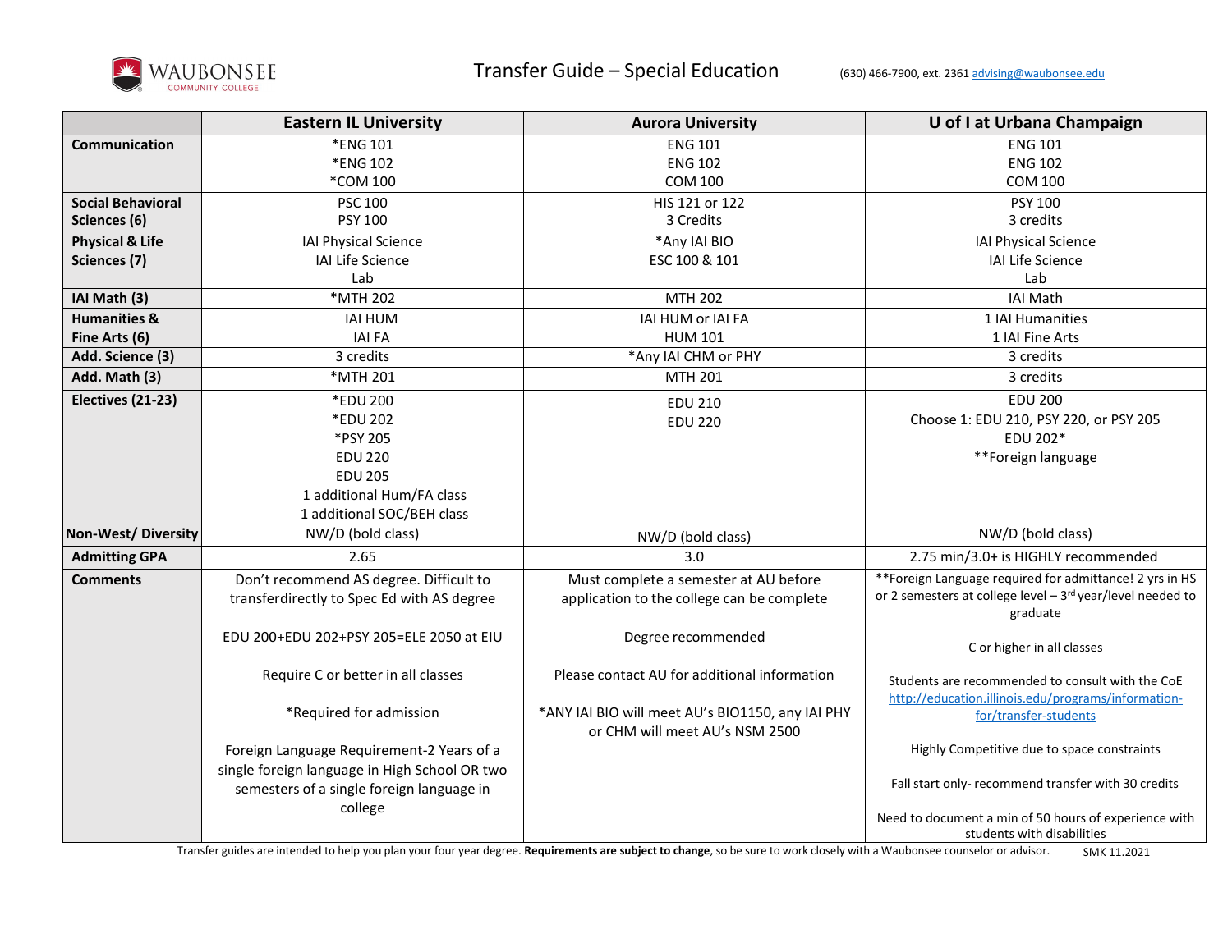# Transfer Guide – Special Education

(630) 466-7900, ext. 2361 advising@waubonsee.edu

| | Eastern IL University | Aurora University | U of I at Urbana Champaign |
|---|---|---|---|
| **Communication** | *ENG 101<br>*ENG 102<br>*COM 100 | ENG 101<br>ENG 102<br>COM 100 | ENG 101<br>ENG 102<br>COM 100 |
| **Social Behavioral Sciences (6)** | PSC 100<br>PSY 100 | HIS 121 or 122<br>3 Credits | PSY 100<br>3 credits |
| **Physical & Life Sciences (7)** | IAI Physical Science<br>IAI Life Science<br>Lab | *Any IAI BIO<br>ESC 100 & 101 | IAI Physical Science<br>IAI Life Science<br>Lab |
| **IAI Math (3)** | *MTH 202 | MTH 202 | IAI Math |
| **Humanities & Fine Arts (6)** | IAI HUM<br>IAI FA | IAI HUM or IAI FA<br>HUM 101 | 1 IAI Humanities<br>1 IAI Fine Arts |
| **Add. Science (3)** | 3 credits | *Any IAI CHM or PHY | 3 credits |
| **Add. Math (3)** | *MTH 201 | MTH 201 | 3 credits |
| **Electives (21-23)** | *EDU 200<br>*EDU 202<br>*PSY 205<br>EDU 220<br>EDU 205<br>1 additional Hum/FA class<br>1 additional SOC/BEH class | EDU 210<br>EDU 220 | EDU 200<br>Choose 1: EDU 210, PSY 220, or PSY 205<br>EDU 202*<br>**Foreign language |
| **Non-West/ Diversity** | NW/D (bold class) | NW/D (bold class) | NW/D (bold class) |
| **Admitting GPA** | 2.65 | 3.0 | 2.75 min/3.0+ is HIGHLY recommended |
| **Comments** | Don't recommend AS degree. Difficult to transferdirectly to Spec Ed with AS degree<br><br>EDU 200+EDU 202+PSY 205=ELE 2050 at EIU<br><br>Require C or better in all classes<br><br>*Required for admission<br><br>Foreign Language Requirement-2 Years of a single foreign language in High School OR two semesters of a single foreign language in college | Must complete a semester at AU before application to the college can be complete<br><br>Degree recommended<br><br>Please contact AU for additional information<br><br>*ANY IAI BIO will meet AU's BIO1150, any IAI PHY or CHM will meet AU's NSM 2500 | **Foreign Language required for admittance! 2 yrs in HS or 2 semesters at college level – 3rd year/level needed to graduate<br><br>C or higher in all classes<br><br>Students are recommended to consult with the CoE http://education.illinois.edu/programs/information-for/transfer-students<br><br>Highly Competitive due to space constraints<br><br>Fall start only- recommend transfer with 30 credits<br><br>Need to document a min of 50 hours of experience with students with disabilities |

Transfer guides are intended to help you plan your four year degree. **Requirements are subject to change**, so be sure to work closely with a Waubonsee counselor or advisor. SMK 11.2021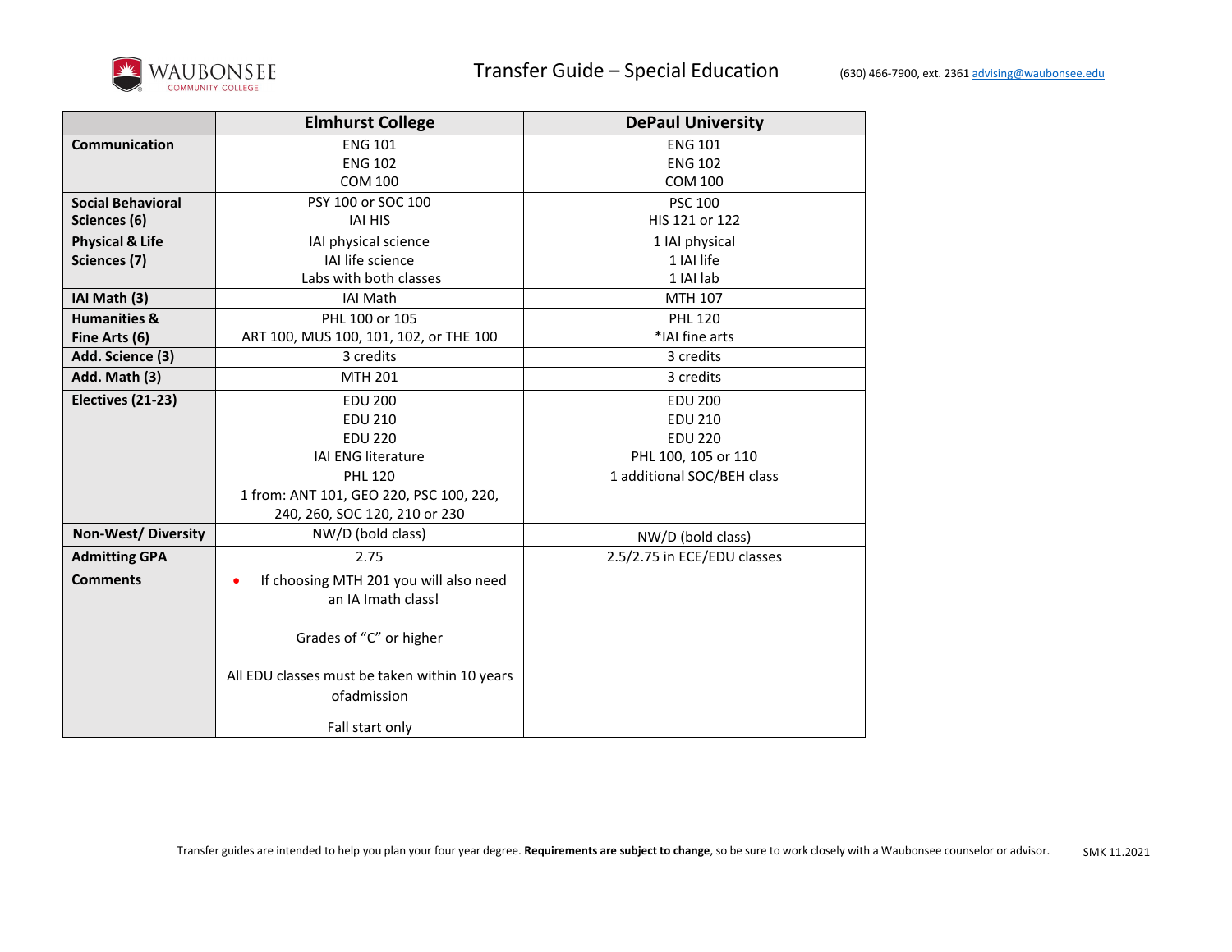# Transfer Guide – Special Education

(630) 466-7900, ext. 2361 advising@waubonsee.edu

| | Elmhurst College | DePaul University |
|---|---|---|
| **Communication** | ENG 101<br>ENG 102<br>COM 100 | ENG 101<br>ENG 102<br>COM 100 |
| **Social Behavioral Sciences (6)** | PSY 100 or SOC 100<br>IAI HIS | PSC 100<br>HIS 121 or 122 |
| **Physical & Life Sciences (7)** | IAI physical science<br>IAI life science<br>Labs with both classes | 1 IAI physical<br>1 IAI life<br>1 IAI lab |
| **IAI Math (3)** | IAI Math | MTH 107 |
| **Humanities & Fine Arts (6)** | PHL 100 or 105<br>ART 100, MUS 100, 101, 102, or THE 100 | PHL 120<br>*IAI fine arts |
| **Add. Science (3)** | 3 credits | 3 credits |
| **Add. Math (3)** | MTH 201 | 3 credits |
| **Electives (21-23)** | EDU 200<br>EDU 210<br>EDU 220<br>IAI ENG literature<br>PHL 120<br>1 from: ANT 101, GEO 220, PSC 100, 220, 240, 260, SOC 120, 210 or 230 | EDU 200<br>EDU 210<br>EDU 220<br>PHL 100, 105 or 110<br>1 additional SOC/BEH class |
| **Non-West/ Diversity** | NW/D (bold class) | NW/D (bold class) |
| **Admitting GPA** | 2.75 | 2.5/2.75 in ECE/EDU classes |
| **Comments** | • If choosing MTH 201 you will also need an IA Imath class!<br><br>Grades of "C" or higher<br><br>All EDU classes must be taken within 10 years ofadmission<br><br>Fall start only | |

Transfer guides are intended to help you plan your four year degree. **Requirements are subject to change**, so be sure to work closely with a Waubonsee counselor or advisor.

SMK 11.2021